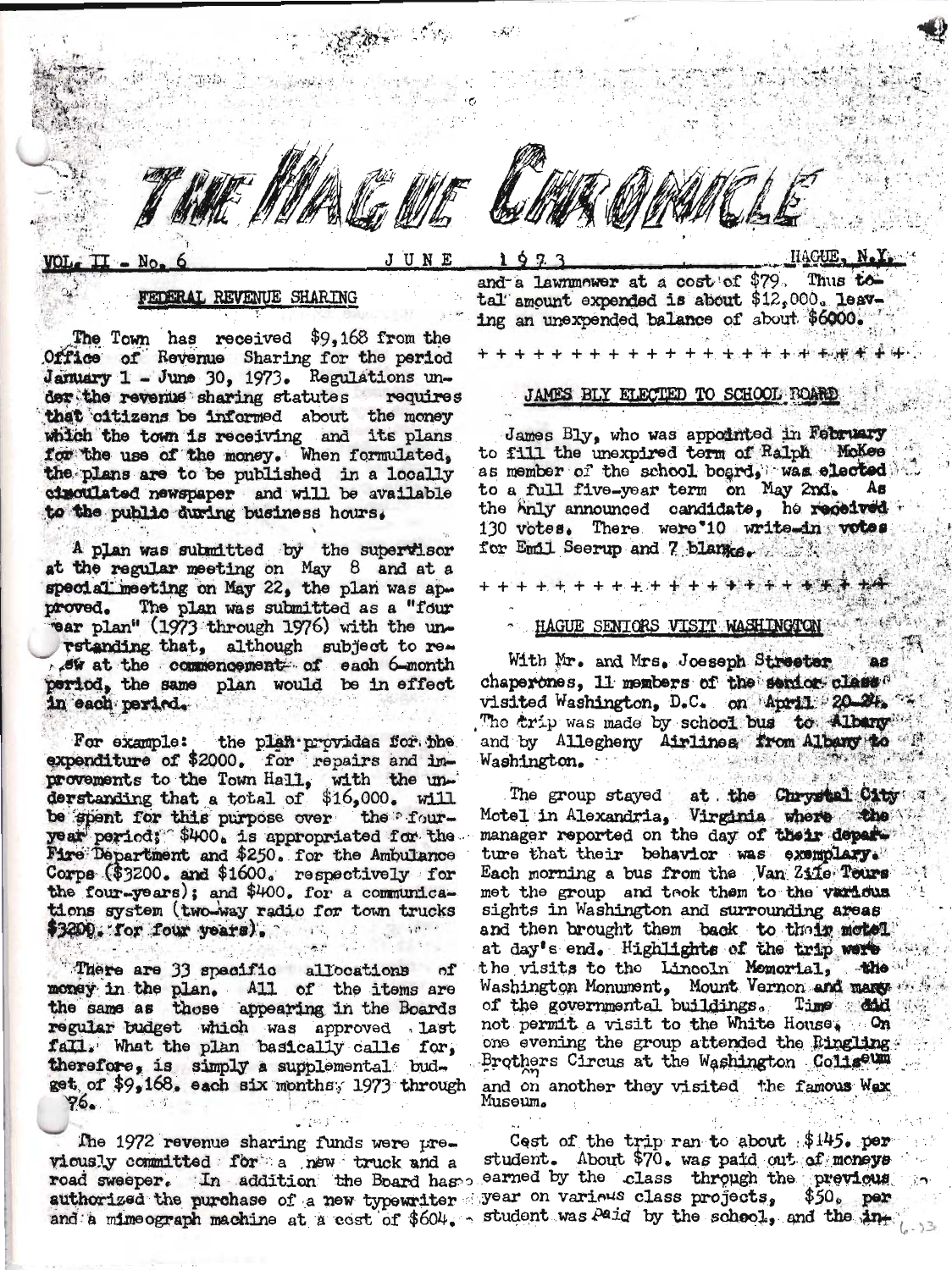# THE HAGUE CHRONICLE

VOL. II - No. 6 JUNE 1973 HAGUE, N.Y.

## FEDERAL REVENUE SHARING

The Town has received $9,168 from the Office of Revenue Sharing for the period January 1 - June 30, 1973. Regulations under the revenue sharing statutes requires that citizens be informed about the money which the town is receiving and its plans for the use of the money. When formulated, the plans are to be published in a locally circulated newspaper and will be available to the public during business hours.

A plan was submitted by the supervisor at the regular meeting on May 8 and at a special meeting on May 22, the plan was approved. The plan was submitted as a "four year plan" (1973 through 1976) with the understanding that, although subject to review at the commencement of each 6-month period, the same plan would be in effect in each period.

For example: the plan provides for the expenditure of $2000. for repairs and improvements to the Town Hall, with the understanding that a total of $16,000. will be spent for this purpose over the four-year period; $400. is appropriated for the Fire Department and $250. for the Ambulance Corps ($3200. and $1600. respectively for the four-years); and $400. for a communications system (two-way radio for town trucks $3200. for four years).

There are 33 specific allocations of money in the plan. All of the items are the same as those appearing in the Boards regular budget which was approved last fall. What the plan basically calls for, therefore, is simply a supplemental budget of $9,168. each six months, 1973 through 76.

The 1972 revenue sharing funds were previously committed for a new truck and a road sweeper. In addition the Board has authorized the purchase of a new typewriter and a mimeograph machine at a cost of $604. and a lawnmower at a cost of $79. Thus total amount expended is about $12,000. leaving an unexpended balance of about $6000.

+ + + + + + + + + + + + + + + + + + + + + +

## JAMES BLY ELECTED TO SCHOOL BOARD

James Bly, who was appointed in February to fill the unexpired term of Ralph McKee as member of the school board, was elected to a full five-year term on May 2nd. As the only announced candidate, he received 130 votes. There were 10 write-in votes for Emil Seerup and 7 blanks.

+ + + + + + + + + + + + + + + + + + + + + +

## HAGUE SENIORS VISIT WASHINGTON

With Mr. and Mrs. Joeseph Streeter as chaperones, 11 members of the senior class visited Washington, D.C. on April 20-24. The trip was made by school bus to Albany and by Allegheny Airlines from Albany to Washington.

The group stayed at the Chrystal City Motel in Alexandria, Virginia where the manager reported on the day of their departure that their behavior was exemplary. Each morning a bus from the Van Zile Tours met the group and took them to the various sights in Washington and surrounding areas and then brought them back to their motel at day's end. Highlights of the trip were the visits to the Lincoln Memorial, the Washington Monument, Mount Vernon and many of the governmental buildings. Time did not permit a visit to the White House. On one evening the group attended the Ringling Brothers Circus at the Washington Coliseum and on another they visited the famous Wax Museum.

Cost of the trip ran to about $145. per student. About $70. was paid out of moneys earned by the class through the previous year on various class projects, $50. per student was paid by the school, and the in-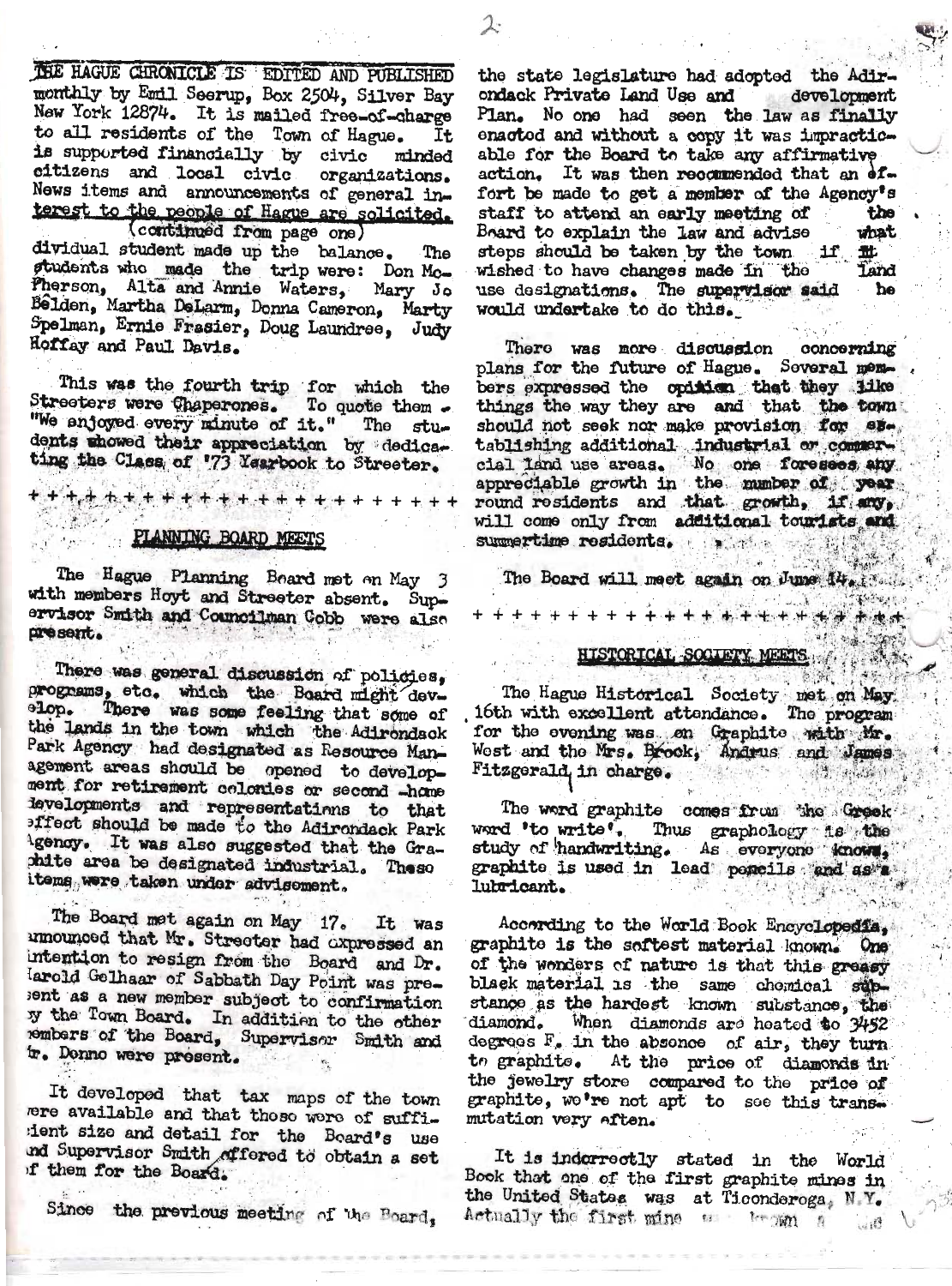THE HAGUE CHRONICLE IS EDITED AND PUBLISHED monthly by Emil Seerup, Box 2504, Silver Bay New York 12874. It is mailed free-of-charge to all residents of the Town of Hague. It is supported financially by civic minded citizens and local civic organizations. News items and announcements of general interest to the people of Hague are solicited.

(continued from page one)

dividual student made up the balance. The students who made the trip were: Don McPherson, Alta and Annie Waters, Mary Jo Belden, Martha DeLarm, Donna Cameron, Marty Spelman, Ernie Frasier, Doug Laundree, Judy Hoffay and Paul Davis.

This was the fourth trip for which the Streeters were chaperones. To quote them - "We enjoyed every minute of it." The students showed their appreciation by dedicating the Class of '73 Yearbook to Streeter.

+ + + + + + + + + + + + + + + + + + + + + +

## PLANNING BOARD MEETS

The Hague Planning Board met on May 3 with members Hoyt and Streeter absent. Supervisor Smith and Councilman Cobb were also present.

There was general discussion of policies, programs, etc. which the Board might develop. There was some feeling that some of the lands in the town which the Adirondack Park Agency had designated as Resource Management areas should be opened to development for retirement colonies or second -home developments and representations to that effect should be made to the Adirondack Park Agency. It was also suggested that the Graphite area be designated industrial. These items were taken under advisement.

The Board met again on May 17. It was announced that Mr. Streeter had expressed an intention to resign from the Board and Dr. Harold Gelhaar of Sabbath Day Point was present as a new member subject to confirmation by the Town Board. In addition to the other members of the Board, Supervisor Smith and Mr. Denno were present.

It developed that tax maps of the town were available and that those were of sufficient size and detail for the Board's use and Supervisor Smith offered to obtain a set of them for the Board.

Since the previous meeting of the Board, the state legislature had adopted the Adirondack Private Land Use and development Plan. No one had seen the law as finally enacted and without a copy it was impracticable for the Board to take any affirmative action. It was then recommended that an effort be made to get a member of the Agency's staff to attend an early meeting of the Board to explain the law and advise what steps should be taken by the town if it wished to have changes made in the land use designations. The supervisor said he would undertake to do this.

There was more discussion concerning plans for the future of Hague. Several members expressed the opinion that they like things the way they are and that the town should not seek nor make provision for establishing additional industrial or commercial land use areas. No one foresees any appreciable growth in the number of year round residents and that growth, if any, will come only from additional tourists and summertime residents.

The Board will meet again on June 14.

+ + + + + + + + + + + + + + + + + + + + + +

## HISTORICAL SOCIETY MEETS

The Hague Historical Society met on May 16th with excellent attendance. The program for the evening was on Graphite with Mr. West and the Mrs. Brook, Andrus and James Fitzgerald in charge.

The word graphite comes from the Greek word 'to write'. Thus graphology is the study of handwriting. As everyone knows, graphite is used in lead pencils and as a lubricant.

According to the World Book Encyclopedia, graphite is the softest material known. One of the wonders of nature is that this greasy black material is the same chemical substance as the hardest known substance, the diamond. When diamonds are heated to 3452 degrees F. in the absence of air, they turn to graphite. At the price of diamonds in the jewelry store compared to the price of graphite, we're not apt to see this transmutation very often.

It is incorrectly stated in the World Book that one of the first graphite mines in the United States was at Ticonderoga, N.Y. Actually the first mine ... known ...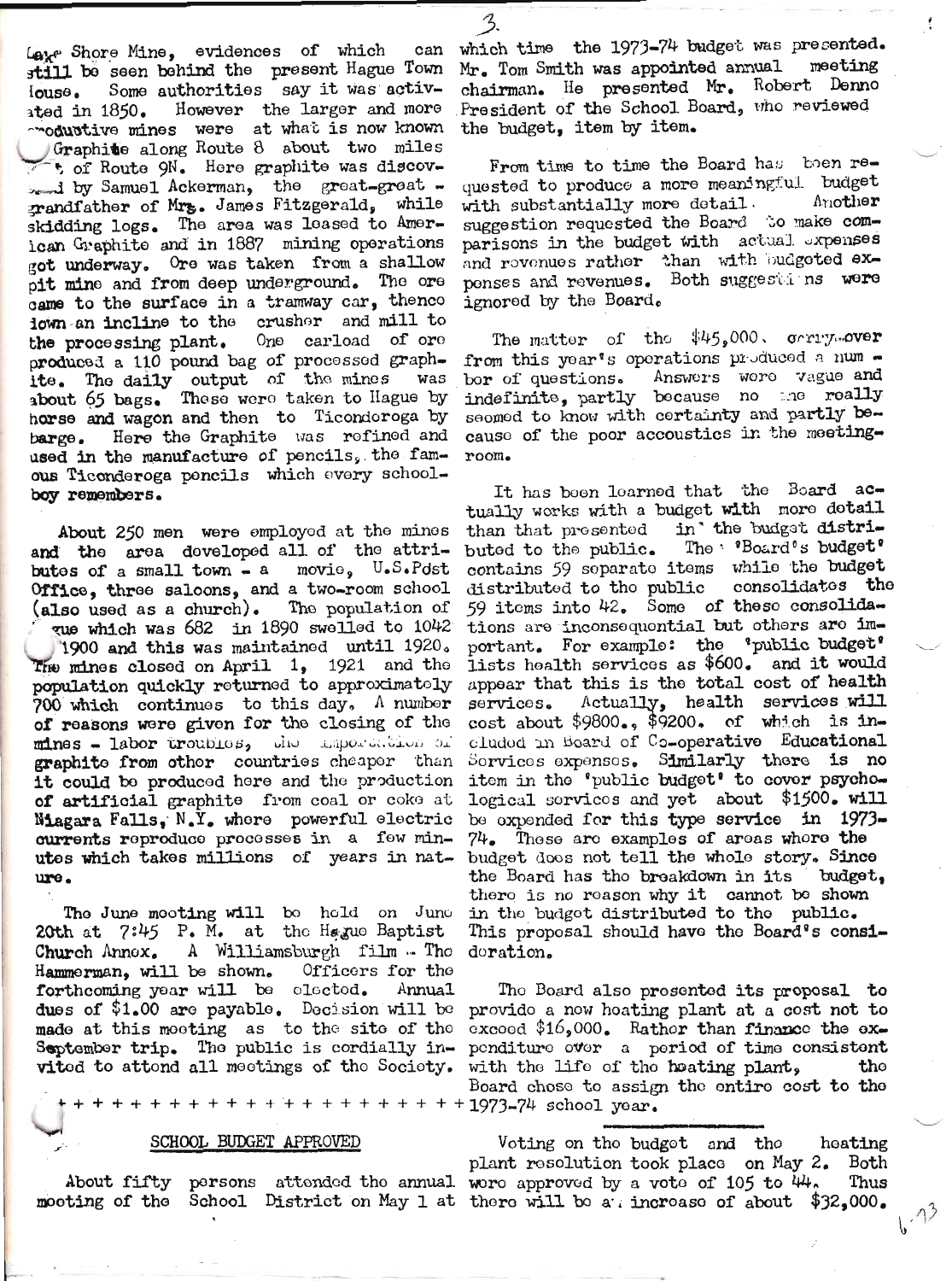Lake Shore Mine, evidences of which can still be seen behind the present Hague Town House. Some authorities say it was activated in 1850. However the larger and more productive mines were at what is now known Graphite along Route 8 about two miles of Route 9N. Here graphite was discovered by Samuel Ackerman, the great-great-grandfather of Mrs. James Fitzgerald, while skidding logs. The area was leased to American Graphite and in 1887 mining operations got underway. Ore was taken from a shallow pit mine and from deep underground. The ore came to the surface in a tramway car, thence down an incline to the crusher and mill to the processing plant. One carload of ore produced a 110 pound bag of processed graphite. The daily output of the mines was about 65 bags. These were taken to Hague by horse and wagon and then to Ticonderoga by barge. Here the Graphite was refined and used in the manufacture of pencils, the famous Ticonderoga pencils which every schoolboy remembers.

About 250 men were employed at the mines and the area developed all of the attributes of a small town - a movie, U.S.Post Office, three saloons, and a two-room school (also used as a church). The population of Hague which was 682 in 1890 swelled to 1042 1900 and this was maintained until 1920. The mines closed on April 1, 1921 and the population quickly returned to approximately 700 which continues to this day. A number of reasons were given for the closing of the mines - labor troubles, the importation of graphite from other countries cheaper than it could be produced here and the production of artificial graphite from coal or coke at Niagara Falls, N.Y. where powerful electric currents reproduce processes in a few minutes which takes millions of years in nature.

The June meeting will be held on June 20th at 7:45 P. M. at the Hague Baptist Church Annex. A Williamsburgh film - The Hammerman, will be shown. Officers for the forthcoming year will be elected. Annual dues of $1.00 are payable. Decision will be made at this meeting as to the site of the September trip. The public is cordially invited to attend all meetings of the Society.

+ + + + + + + + + + + + + + + + + + + + + +

## SCHOOL BUDGET APPROVED

About fifty persons attended the annual meeting of the School District on May 1 at which time the 1973-74 budget was presented. Mr. Tom Smith was appointed annual meeting chairman. He presented Mr. Robert Denno President of the School Board, who reviewed the budget, item by item.

From time to time the Board has been requested to produce a more meaningful budget with substantially more detail. Another suggestion requested the Board to make comparisons in the budget with actual expenses and revenues rather than with budgeted expenses and revenues. Both suggestions were ignored by the Board.

The matter of the $45,000. carry-over from this year's operations produced a number of questions. Answers were vague and indefinite, partly because no one really seemed to know with certainty and partly because of the poor accoustics in the meeting-room.

It has been learned that the Board actually works with a budget with more detail than that presented in the budget distributed to the public. The 'Board's budget' contains 59 separate items while the budget distributed to the public consolidates the 59 items into 42. Some of these consolidations are inconsequential but others are important. For example: the 'public budget' lists health services as $600. and it would appear that this is the total cost of health services. Actually, health services will cost about $9800., $9200. of which is included in Board of Co-operative Educational Services expenses. Similarly there is no item in the 'public budget' to cover psychological services and yet about $1500. will be expended for this type service in 1973-74. These are examples of areas where the budget does not tell the whole story. Since the Board has the breakdown in its budget, there is no reason why it cannot be shown in the budget distributed to the public. This proposal should have the Board's consideration.

The Board also presented its proposal to provide a new heating plant at a cost not to exceed $16,000. Rather than finance the expenditure over a period of time consistent with the life of the heating plant, the Board chose to assign the entire cost to the 1973-74 school year.

Voting on the budget and the heating plant resolution took place on May 2. Both were approved by a vote of 105 to 44. Thus there will be an increase of about $32,000.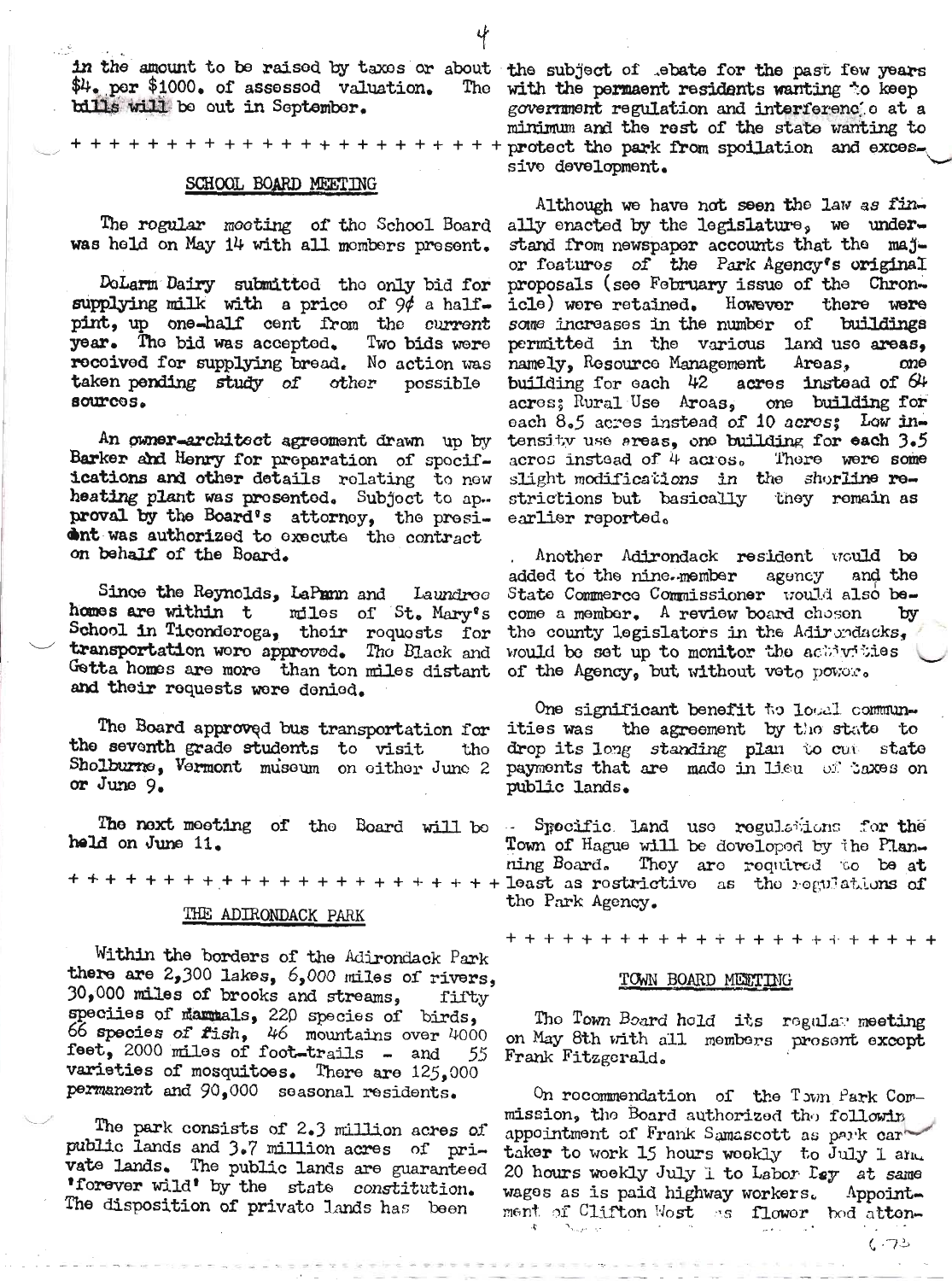in the amount to be raised by taxes or about $4. per $1000. of assessed valuation. The bills will be out in September.

+ + + + + + + + + + + + + + + + + + + + + + + +

## SCHOOL BOARD MEETING

The regular meeting of the School Board was held on May 14 with all members present.

DeLarm Dairy submitted the only bid for supplying milk with a price of 9¢ a half-pint, up one-half cent from the current year. The bid was accepted. Two bids were received for supplying bread. No action was taken pending study of other possible sources.

An owner-architect agreement drawn up by Barker and Henry for preparation of specifications and other details relating to new heating plant was presented. Subject to approval by the Board's attorney, the president was authorized to execute the contract on behalf of the Board.

Since the Reynolds, LaPann and Laundree homes are within t miles of St. Mary's School in Ticonderoga, their requests for transportation were approved. The Black and Getta homes are more than ten miles distant and their requests were denied.

The Board approved bus transportation for the seventh grade students to visit the Shelburne, Vermont museum on either June 2 or June 9.

The next meeting of the Board will be held on June 11.

+ + + + + + + + + + + + + + + + + + + + + + + +

## THE ADIRONDACK PARK

Within the borders of the Adirondack Park there are 2,300 lakes, 6,000 miles of rivers, 30,000 miles of brooks and streams, fifty speciies of mammals, 220 species of birds, 66 species of fish, 46 mountains over 4000 feet, 2000 miles of foot-trails - and 55 varieties of mosquitoes. There are 125,000 permanent and 90,000 seasonal residents.

The park consists of 2.3 million acres of public lands and 3.7 million acres of private lands. The public lands are guaranteed 'forever wild' by the state constitution. The disposition of private lands has been the subject of debate for the past few years with the permanent residents wanting to keep government regulation and interference at a minimum and the rest of the state wanting to protect the park from spoilation and excessive development.

Although we have not seen the law as finally enacted by the legislature, we understand from newspaper accounts that the major features of the Park Agency's original proposals (see February issue of the Chronicle) were retained. However there were some increases in the number of buildings permitted in the various land use areas, namely, Resource Management Areas, one building for each 42 acres instead of 64 acres; Rural Use Areas, one building for each 8.5 acres instead of 10 acres; Low intensity use areas, one building for each 3.5 acres instead of 4 acres. There were some slight modifications in the shoreline restrictions but basically they remain as earlier reported.

Another Adirondack resident would be added to the nine-member agency and the State Commerce Commissioner would also become a member. A review board chosen by the county legislators in the Adirondacks, would be set up to monitor the activities of the Agency, but without veto power.

One significant benefit to local communities was the agreement by the state to drop its long standing plan to cut state payments that are made in lieu of taxes on public lands.

Specific land use regulations for the Town of Hague will be developed by the Planning Board. They are required to be at least as restrictive as the regulations of the Park Agency.

+ + + + + + + + + + + + + + + + + + + + + + + +

## TOWN BOARD MEETING

The Town Board held its regular meeting on May 8th with all members present except Frank Fitzgerald.

On recommendation of the Town Park Commission, the Board authorized the following appointment of Frank Samascott as park caretaker to work 15 hours weekly to July 1 and 20 hours weekly July 1 to Labor Day at same wages as is paid highway workers. Appointment of Clifton West as flower bed atten-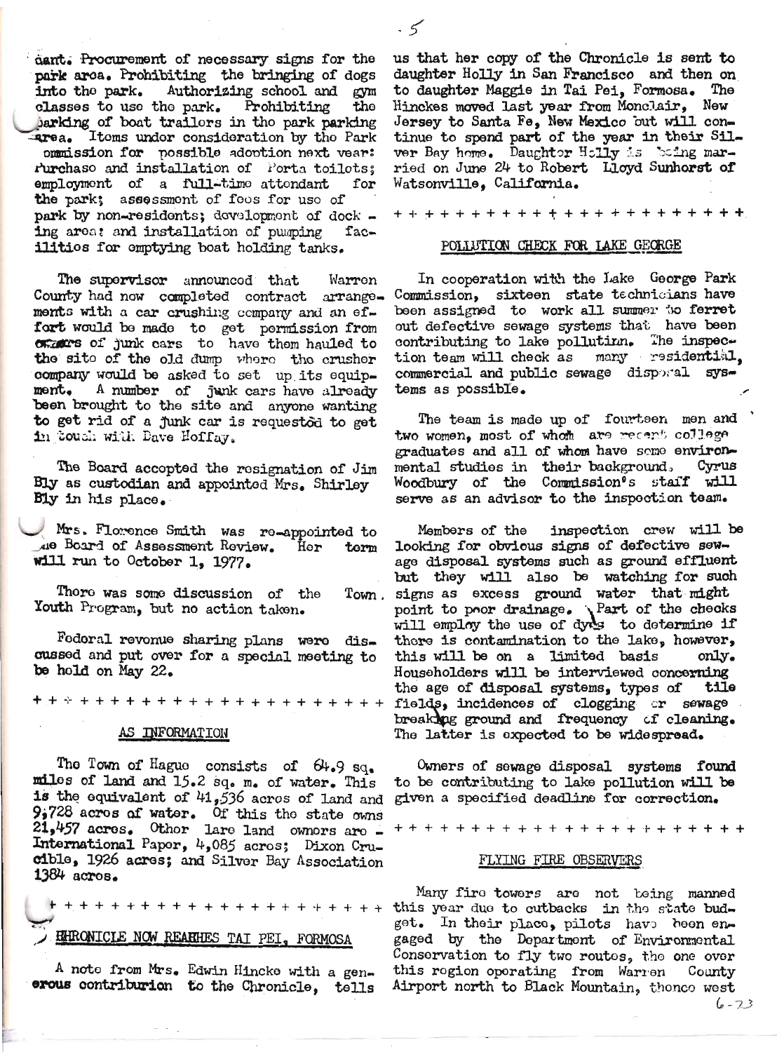dant. Procurement of necessary signs for the park area. Prohibiting the bringing of dogs into the park. Authorizing school and gym classes to use the park. Prohibiting the parking of boat trailers in the park parking area. Items under consideration by the Park Commission for possible adoption next year: Purchase and installation of Porta toilets; employment of a full-time attendant for the park; assessment of fees for use of park by non-residents; development of docking area; and installation of pumping facilities for emptying boat holding tanks.

The supervisor announced that Warren County had now completed contract arrangements with a car crushing company and an effort would be made to get permission from owners of junk cars to have them hauled to the site of the old dump where the crusher company would be asked to set up its equipment. A number of junk cars have already been brought to the site and anyone wanting to get rid of a junk car is requested to get in touch with Dave Hoffay.

The Board accepted the resignation of Jim Bly as custodian and appointed Mrs. Shirley Bly in his place.

Mrs. Florence Smith was re-appointed to the Board of Assessment Review. Her term will run to October 1, 1977.

There was some discussion of the Town Youth Program, but no action taken.

Federal revenue sharing plans were discussed and put over for a special meeting to be hold on May 22.

+ + + + + + + + + + + + + + + + + + + + + + +

## AS INFORMATION

The Town of Hague consists of 64.9 sq. miles of land and 15.2 sq. m. of water. This is the equivalent of 41,536 acres of land and 9,728 acres of water. Of this the state owns 21,457 acres. Other lare land owners are - International Paper, 4,085 acres; Dixon Crucible, 1926 acres; and Silver Bay Association 1384 acres.

+ + + + + + + + + + + + + + + + + + + + + + +

## CHRONICLE NOW REACHES TAI PEI, FORMOSA

A note from Mrs. Edwin Hincke with a generous contriburion to the Chronicle, tells us that her copy of the Chronicle is sent to daughter Holly in San Francisco and then on to daughter Maggie in Tai Pei, Formosa. The Hinckes moved last year from Monclair, New Jersey to Santa Fe, New Mexico but will continue to spend part of the year in their Silver Bay home. Daughter Holly is being married on June 24 to Robert Lloyd Sunhorst of Watsonville, California.

+ + + + + + + + + + + + + + + + + + + + + + +

## POLLUTION CHECK FOR LAKE GEORGE

In cooperation with the Lake George Park Commission, sixteen state technicians have been assigned to work all summer to ferret out defective sewage systems that have been contributing to lake pollution. The inspection team will check as many residential, commercial and public sewage disposal systems as possible.

The team is made up of fourteen men and two women, most of whom are recent college graduates and all of whom have some environmental studies in their background. Cyrus Woodbury of the Commission's staff will serve as an advisor to the inspection team.

Members of the inspection crew will be looking for obvious signs of defective sewage disposal systems such as ground effluent but they will also be watching for such signs as excess ground water that might point to poor drainage. Part of the checks will employ the use of dyes to determine if there is contamination to the lake, however, this will be on a limited basis only. Householders will be interviewed concerning the age of disposal systems, types of tile fields, incidences of clogging or sewage breaking ground and frequency of cleaning. The latter is expected to be widespread.

Owners of sewage disposal systems found to be contributing to lake pollution will be given a specified deadline for correction.

+ + + + + + + + + + + + + + + + + + + + + + +

## FLYING FIRE OBSERVERS

Many fire towers are not being manned this year due to cutbacks in the state budget. In their place, pilots have been engaged by the Department of Environmental Conservation to fly two routes, the one over this region operating from Warren County Airport north to Black Mountain, thence west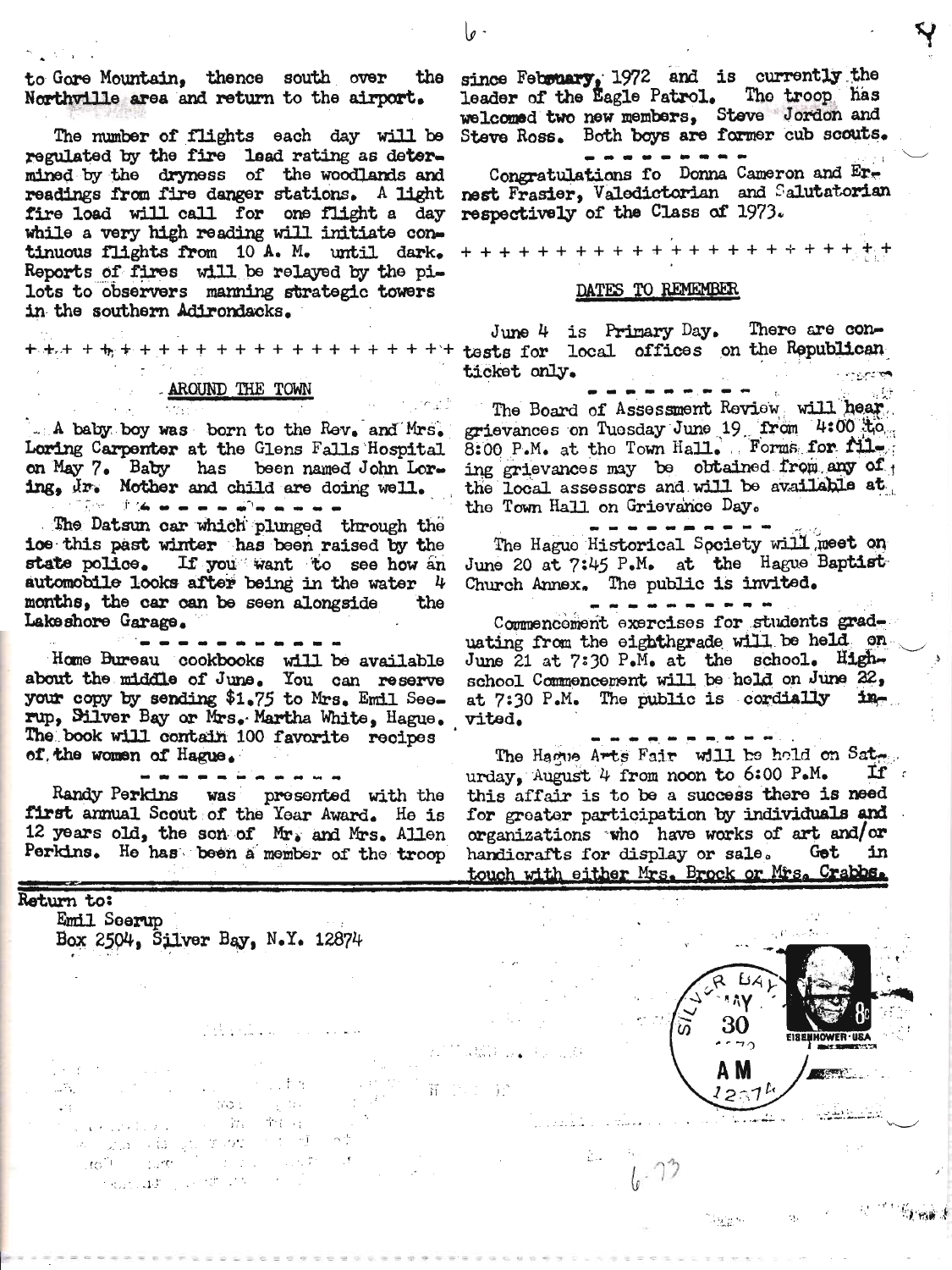to Gore Mountain, thence south over the Northville area and return to the airport.

The number of flights each day will be regulated by the fire lead rating as determined by the dryness of the woodlands and readings from fire danger stations. A light fire load will call for one flight a day while a very high reading will initiate continuous flights from 10 A. M. until dark. Reports of fires will be relayed by the pilots to observers manning strategic towers in the southern Adirondacks.

+ + + + + + + + + + + + + + + + + + + + + + + +

## AROUND THE TOWN

A baby boy was born to the Rev. and Mrs. Loring Carpenter at the Glens Falls Hospital on May 7. Baby has been named John Loring, Jr. Mother and child are doing well.

- - - - - - - - - -

The Datsun car which plunged through the ice this past winter has been raised by the state police. If you want to see how an automobile looks after being in the water 4 months, the car can be seen alongside the Lakeshore Garage.

- - - - - - - - - - -

Home Bureau cookbooks will be available about the middle of June. You can reserve your copy by sending $1.75 to Mrs. Emil Seerup, Silver Bay or Mrs. Martha White, Hague. The book will contain 100 favorite recipes of the women of Hague.

- - - - - - - - - - -

Randy Perkins was presented with the first annual Scout of the Year Award. He is 12 years old, the son of Mr. and Mrs. Allen Perkins. He has been a member of the troop since February, 1972 and is currently the leader of the Eagle Patrol. The troop has welcomed two new members, Steve Jordon and Steve Ross. Both boys are former cub scouts.

- - - - - - - - -

Congratulations fo Donna Cameron and Ernest Frasier, Valedictorian and Salutatorian respectively of the Class of 1973.

+ + + + + + + + + + + + + + + + + + + + + + +

## DATES TO REMEMBER

June 4 is Primary Day. There are contests for local offices on the Republican ticket only.

- - - - - - - - -

The Board of Assessment Review will hear grievances on Tuesday June 19 from 4:00 to 8:00 P.M. at the Town Hall. Forms for filing grievances may be obtained from any of the local assessors and will be available at the Town Hall on Grievance Day.

- - - - - - - - -

The Hague Historical Society will meet on June 20 at 7:45 P.M. at the Hague Baptist Church Annex. The public is invited.

- - - - - - - - - -

Commencement exercises for students graduating from the eighthgrade will be held on June 21 at 7:30 P.M. at the school. Highschool Commencement will be held on June 22, at 7:30 P.M. The public is cordially invited.

- - - - - - - - - -

The Hague Arts Fair will be held on Saturday, August 4 from noon to 6:00 P.M. If this affair is to be a success there is need for greater participation by individuals and organizations who have works of art and/or handicrafts for display or sale. Get in touch with either Mrs. Brock or Mrs. Crabbs.

Return to:
Emil Seerup
Box 2504, Silver Bay, N.Y. 12874

SILVER BAY MAY 30 AM 12874

EISENHOWER·USA 8c

6-73